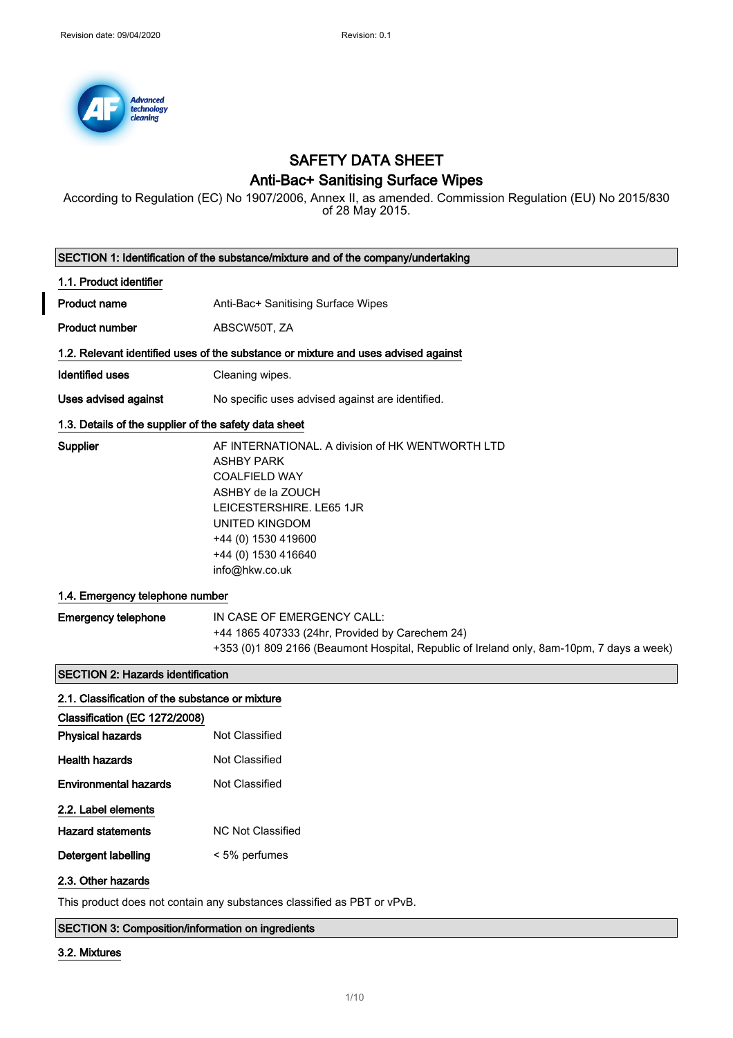Revision date: 09/04/2020 Revision: 0.1

# SAFETY DATA SHEET
## Anti-Bac+ Sanitising Surface Wipes

According to Regulation (EC) No 1907/2006, Annex II, as amended. Commission Regulation (EU) No 2015/830 of 28 May 2015.

### SECTION 1: Identification of the substance/mixture and of the company/undertaking

#### 1.1. Product identifier

**Product name** Anti-Bac+ Sanitising Surface Wipes

**Product number** ABSCW50T, ZA

#### 1.2. Relevant identified uses of the substance or mixture and uses advised against

**Identified uses** Cleaning wipes.

**Uses advised against** No specific uses advised against are identified.

#### 1.3. Details of the supplier of the safety data sheet

**Supplier**
AF INTERNATIONAL. A division of HK WENTWORTH LTD
ASHBY PARK
COALFIELD WAY
ASHBY de la ZOUCH
LEICESTERSHIRE. LE65 1JR
UNITED KINGDOM
+44 (0) 1530 419600
+44 (0) 1530 416640
info@hkw.co.uk

#### 1.4. Emergency telephone number

**Emergency telephone**
IN CASE OF EMERGENCY CALL:
+44 1865 407333 (24hr, Provided by Carechem 24)
+353 (0)1 809 2166 (Beaumont Hospital, Republic of Ireland only, 8am-10pm, 7 days a week)

### SECTION 2: Hazards identification

#### 2.1. Classification of the substance or mixture

**Classification (EC 1272/2008)**

**Physical hazards** Not Classified

**Health hazards** Not Classified

**Environmental hazards** Not Classified

#### 2.2. Label elements

**Hazard statements** NC Not Classified

**Detergent labelling** < 5% perfumes

#### 2.3. Other hazards

This product does not contain any substances classified as PBT or vPvB.

### SECTION 3: Composition/information on ingredients

#### 3.2. Mixtures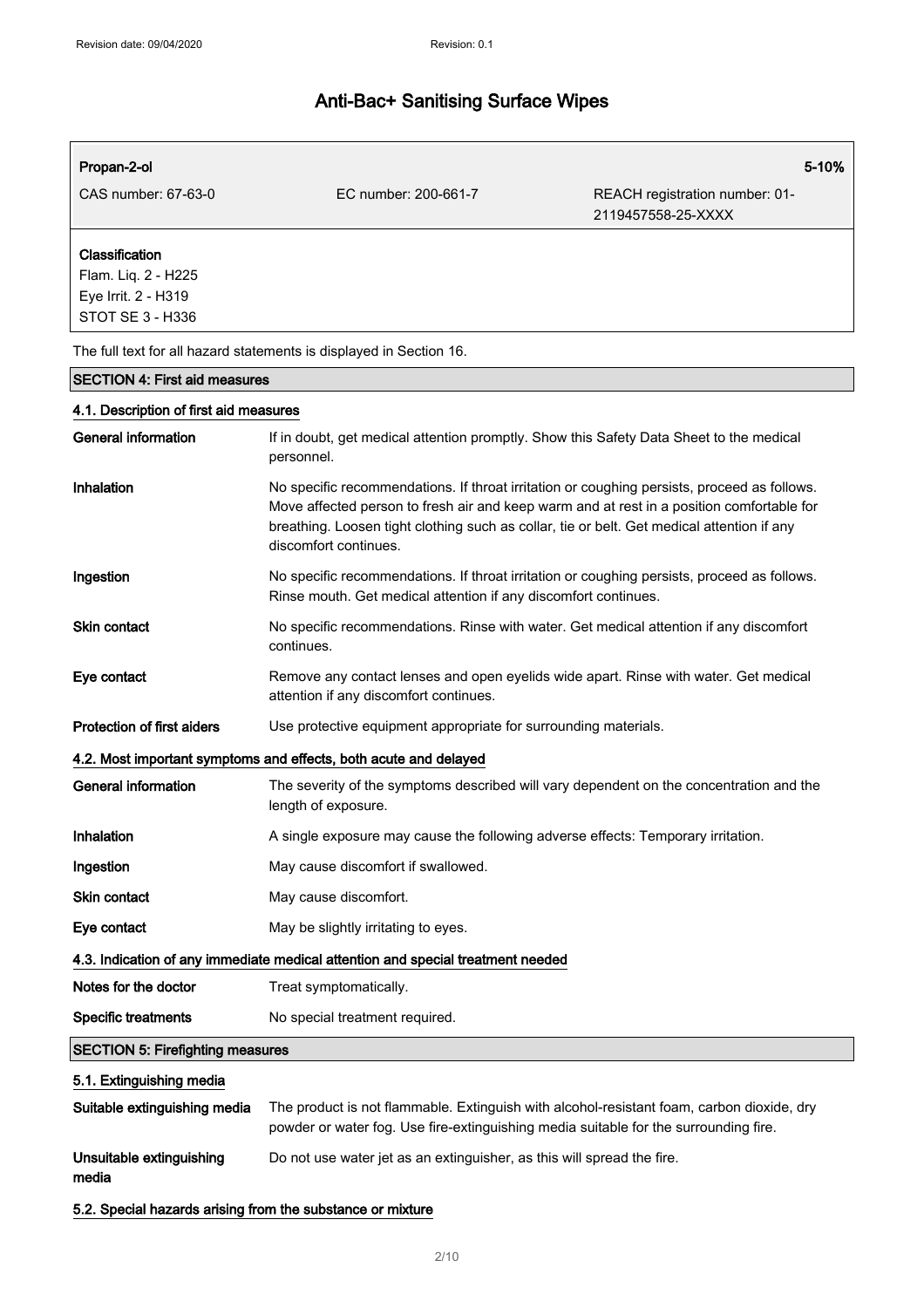| **Propan-2-ol** | | **5-10%** |
|---|---|---|
| CAS number: 67-63-0 | EC number: 200-661-7 | REACH registration number: 01-2119457558-25-XXXX |

**Classification**
Flam. Liq. 2 - H225
Eye Irrit. 2 - H319
STOT SE 3 - H336

The full text for all hazard statements is displayed in Section 16.

## SECTION 4: First aid measures

### 4.1. Description of first aid measures

| | |
|---|---|
| **General information** | If in doubt, get medical attention promptly. Show this Safety Data Sheet to the medical personnel. |
| **Inhalation** | No specific recommendations. If throat irritation or coughing persists, proceed as follows. Move affected person to fresh air and keep warm and at rest in a position comfortable for breathing. Loosen tight clothing such as collar, tie or belt. Get medical attention if any discomfort continues. |
| **Ingestion** | No specific recommendations. If throat irritation or coughing persists, proceed as follows. Rinse mouth. Get medical attention if any discomfort continues. |
| **Skin contact** | No specific recommendations. Rinse with water. Get medical attention if any discomfort continues. |
| **Eye contact** | Remove any contact lenses and open eyelids wide apart. Rinse with water. Get medical attention if any discomfort continues. |
| **Protection of first aiders** | Use protective equipment appropriate for surrounding materials. |

### 4.2. Most important symptoms and effects, both acute and delayed

| | |
|---|---|
| **General information** | The severity of the symptoms described will vary dependent on the concentration and the length of exposure. |
| **Inhalation** | A single exposure may cause the following adverse effects: Temporary irritation. |
| **Ingestion** | May cause discomfort if swallowed. |
| **Skin contact** | May cause discomfort. |
| **Eye contact** | May be slightly irritating to eyes. |

### 4.3. Indication of any immediate medical attention and special treatment needed

| | |
|---|---|
| **Notes for the doctor** | Treat symptomatically. |
| **Specific treatments** | No special treatment required. |

## SECTION 5: Firefighting measures

### 5.1. Extinguishing media

| | |
|---|---|
| **Suitable extinguishing media** | The product is not flammable. Extinguish with alcohol-resistant foam, carbon dioxide, dry powder or water fog. Use fire-extinguishing media suitable for the surrounding fire. |
| **Unsuitable extinguishing media** | Do not use water jet as an extinguisher, as this will spread the fire. |

### 5.2. Special hazards arising from the substance or mixture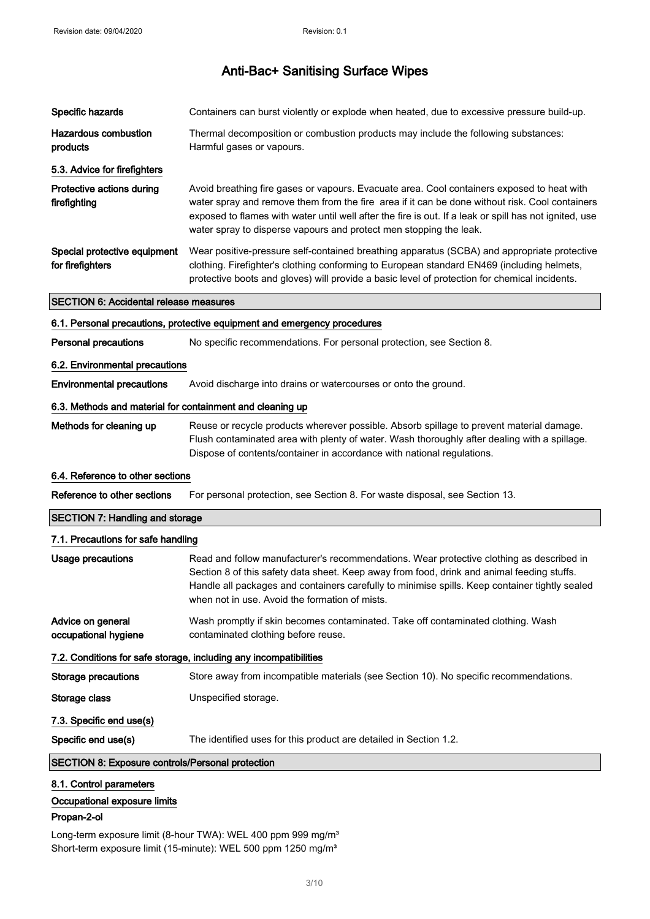| | |
|---|---|
| **Specific hazards** | Containers can burst violently or explode when heated, due to excessive pressure build-up. |
| **Hazardous combustion products** | Thermal decomposition or combustion products may include the following substances: Harmful gases or vapours. |

### 5.3. Advice for firefighters

| | |
|---|---|
| **Protective actions during firefighting** | Avoid breathing fire gases or vapours. Evacuate area. Cool containers exposed to heat with water spray and remove them from the fire area if it can be done without risk. Cool containers exposed to flames with water until well after the fire is out. If a leak or spill has not ignited, use water spray to disperse vapours and protect men stopping the leak. |
| **Special protective equipment for firefighters** | Wear positive-pressure self-contained breathing apparatus (SCBA) and appropriate protective clothing. Firefighter's clothing conforming to European standard EN469 (including helmets, protective boots and gloves) will provide a basic level of protection for chemical incidents. |

## SECTION 6: Accidental release measures

### 6.1. Personal precautions, protective equipment and emergency procedures

| | |
|---|---|
| **Personal precautions** | No specific recommendations. For personal protection, see Section 8. |

### 6.2. Environmental precautions

| | |
|---|---|
| **Environmental precautions** | Avoid discharge into drains or watercourses or onto the ground. |

### 6.3. Methods and material for containment and cleaning up

| | |
|---|---|
| **Methods for cleaning up** | Reuse or recycle products wherever possible. Absorb spillage to prevent material damage. Flush contaminated area with plenty of water. Wash thoroughly after dealing with a spillage. Dispose of contents/container in accordance with national regulations. |

### 6.4. Reference to other sections

| | |
|---|---|
| **Reference to other sections** | For personal protection, see Section 8. For waste disposal, see Section 13. |

## SECTION 7: Handling and storage

### 7.1. Precautions for safe handling

| | |
|---|---|
| **Usage precautions** | Read and follow manufacturer's recommendations. Wear protective clothing as described in Section 8 of this safety data sheet. Keep away from food, drink and animal feeding stuffs. Handle all packages and containers carefully to minimise spills. Keep container tightly sealed when not in use. Avoid the formation of mists. |
| **Advice on general occupational hygiene** | Wash promptly if skin becomes contaminated. Take off contaminated clothing. Wash contaminated clothing before reuse. |

### 7.2. Conditions for safe storage, including any incompatibilities

| | |
|---|---|
| **Storage precautions** | Store away from incompatible materials (see Section 10). No specific recommendations. |
| **Storage class** | Unspecified storage. |

### 7.3. Specific end use(s)

| | |
|---|---|
| **Specific end use(s)** | The identified uses for this product are detailed in Section 1.2. |

## SECTION 8: Exposure controls/Personal protection

### 8.1. Control parameters

#### Occupational exposure limits

**Propan-2-ol**

Long-term exposure limit (8-hour TWA): WEL 400 ppm 999 mg/m³
Short-term exposure limit (15-minute): WEL 500 ppm 1250 mg/m³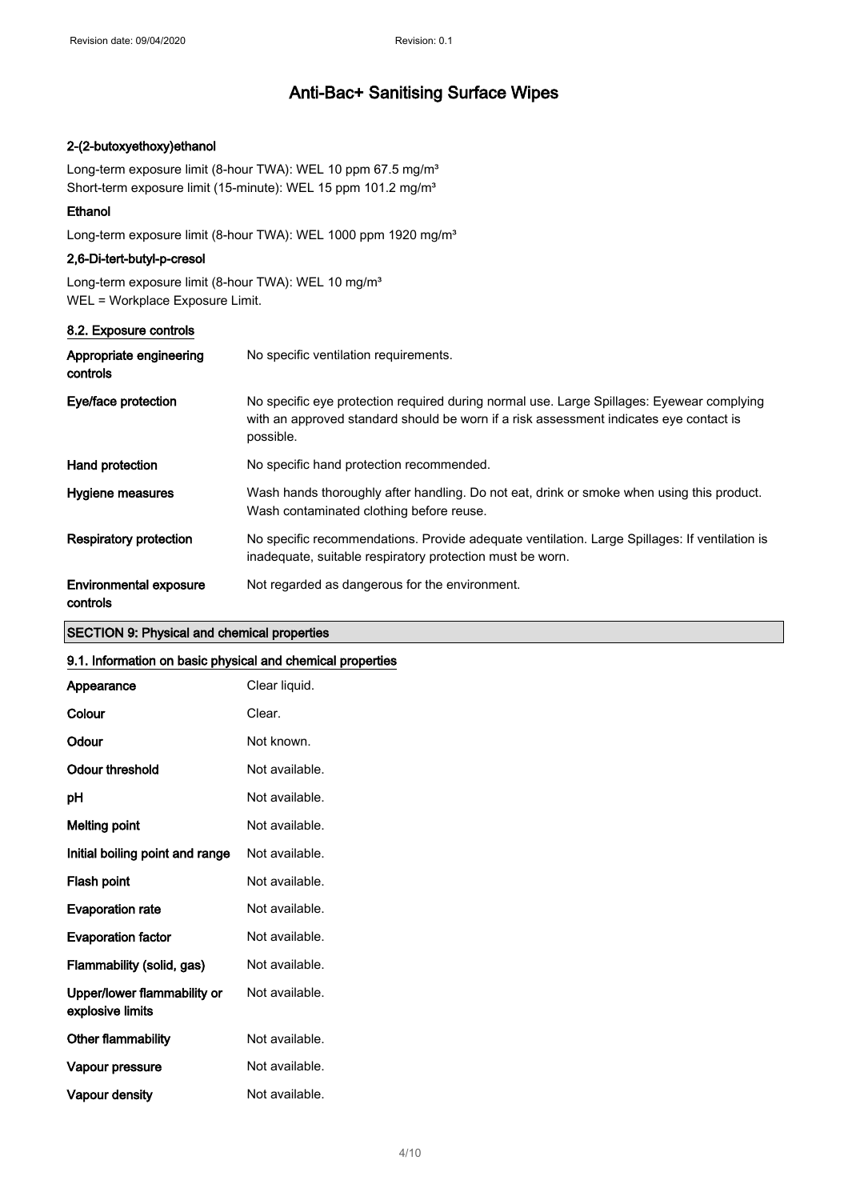**2-(2-butoxyethoxy)ethanol**

Long-term exposure limit (8-hour TWA): WEL 10 ppm 67.5 mg/m³
Short-term exposure limit (15-minute): WEL 15 ppm 101.2 mg/m³

**Ethanol**

Long-term exposure limit (8-hour TWA): WEL 1000 ppm 1920 mg/m³

**2,6-Di-tert-butyl-p-cresol**

Long-term exposure limit (8-hour TWA): WEL 10 mg/m³
WEL = Workplace Exposure Limit.

### 8.2. Exposure controls

| | |
|---|---|
| **Appropriate engineering controls** | No specific ventilation requirements. |
| **Eye/face protection** | No specific eye protection required during normal use. Large Spillages: Eyewear complying with an approved standard should be worn if a risk assessment indicates eye contact is possible. |
| **Hand protection** | No specific hand protection recommended. |
| **Hygiene measures** | Wash hands thoroughly after handling. Do not eat, drink or smoke when using this product. Wash contaminated clothing before reuse. |
| **Respiratory protection** | No specific recommendations. Provide adequate ventilation. Large Spillages: If ventilation is inadequate, suitable respiratory protection must be worn. |
| **Environmental exposure controls** | Not regarded as dangerous for the environment. |

## SECTION 9: Physical and chemical properties

### 9.1. Information on basic physical and chemical properties

| | |
|---|---|
| **Appearance** | Clear liquid. |
| **Colour** | Clear. |
| **Odour** | Not known. |
| **Odour threshold** | Not available. |
| **pH** | Not available. |
| **Melting point** | Not available. |
| **Initial boiling point and range** | Not available. |
| **Flash point** | Not available. |
| **Evaporation rate** | Not available. |
| **Evaporation factor** | Not available. |
| **Flammability (solid, gas)** | Not available. |
| **Upper/lower flammability or explosive limits** | Not available. |
| **Other flammability** | Not available. |
| **Vapour pressure** | Not available. |
| **Vapour density** | Not available. |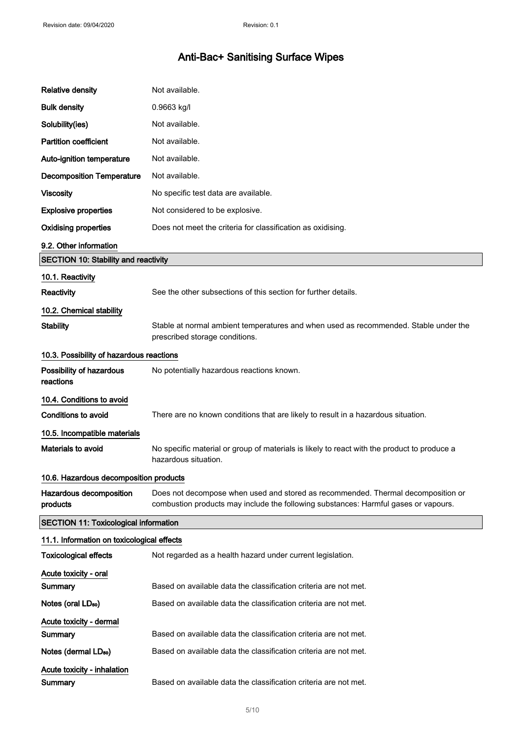| | |
|---|---|
| **Relative density** | Not available. |
| **Bulk density** | 0.9663 kg/l |
| **Solubility(ies)** | Not available. |
| **Partition coefficient** | Not available. |
| **Auto-ignition temperature** | Not available. |
| **Decomposition Temperature** | Not available. |
| **Viscosity** | No specific test data are available. |
| **Explosive properties** | Not considered to be explosive. |
| **Oxidising properties** | Does not meet the criteria for classification as oxidising. |

### 9.2. Other information

## SECTION 10: Stability and reactivity

### 10.1. Reactivity

**Reactivity** See the other subsections of this section for further details.

### 10.2. Chemical stability

**Stability** Stable at normal ambient temperatures and when used as recommended. Stable under the prescribed storage conditions.

### 10.3. Possibility of hazardous reactions

**Possibility of hazardous reactions** No potentially hazardous reactions known.

### 10.4. Conditions to avoid

**Conditions to avoid** There are no known conditions that are likely to result in a hazardous situation.

### 10.5. Incompatible materials

**Materials to avoid** No specific material or group of materials is likely to react with the product to produce a hazardous situation.

### 10.6. Hazardous decomposition products

**Hazardous decomposition products** Does not decompose when used and stored as recommended. Thermal decomposition or combustion products may include the following substances: Harmful gases or vapours.

## SECTION 11: Toxicological information

### 11.1. Information on toxicological effects

**Toxicological effects** Not regarded as a health hazard under current legislation.

**Acute toxicity - oral**

**Summary** Based on available data the classification criteria are not met.

**Notes (oral $LD_{50}$)** Based on available data the classification criteria are not met.

**Acute toxicity - dermal**

**Summary** Based on available data the classification criteria are not met.

**Notes (dermal $LD_{50}$)** Based on available data the classification criteria are not met.

**Acute toxicity - inhalation**

**Summary** Based on available data the classification criteria are not met.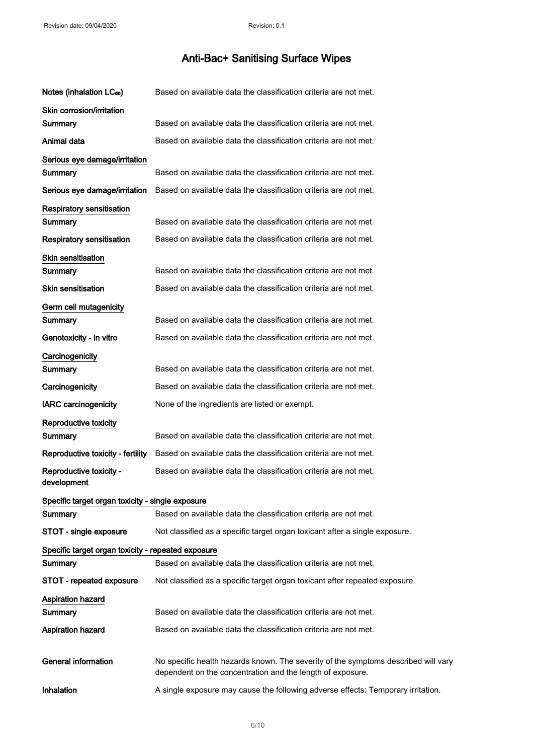# Anti-Bac+ Sanitising Surface Wipes

**Notes (inhalation $LC_{50}$)** Based on available data the classification criteria are not met.

### Skin corrosion/irritation

**Summary** Based on available data the classification criteria are not met.

**Animal data** Based on available data the classification criteria are not met.

### Serious eye damage/irritation

**Summary** Based on available data the classification criteria are not met.

**Serious eye damage/irritation** Based on available data the classification criteria are not met.

### Respiratory sensitisation

**Summary** Based on available data the classification criteria are not met.

**Respiratory sensitisation** Based on available data the classification criteria are not met.

### Skin sensitisation

**Summary** Based on available data the classification criteria are not met.

**Skin sensitisation** Based on available data the classification criteria are not met.

### Germ cell mutagenicity

**Summary** Based on available data the classification criteria are not met.

**Genotoxicity - in vitro** Based on available data the classification criteria are not met.

### Carcinogenicity

**Summary** Based on available data the classification criteria are not met.

**Carcinogenicity** Based on available data the classification criteria are not met.

**IARC carcinogenicity** None of the ingredients are listed or exempt.

### Reproductive toxicity

**Summary** Based on available data the classification criteria are not met.

**Reproductive toxicity - fertility** Based on available data the classification criteria are not met.

**Reproductive toxicity - development** Based on available data the classification criteria are not met.

### Specific target organ toxicity - single exposure

**Summary** Based on available data the classification criteria are not met.

**STOT - single exposure** Not classified as a specific target organ toxicant after a single exposure.

### Specific target organ toxicity - repeated exposure

**Summary** Based on available data the classification criteria are not met.

**STOT - repeated exposure** Not classified as a specific target organ toxicant after repeated exposure.

### Aspiration hazard

**Summary** Based on available data the classification criteria are not met.

**Aspiration hazard** Based on available data the classification criteria are not met.

**General information** No specific health hazards known. The severity of the symptoms described will vary dependent on the concentration and the length of exposure.

**Inhalation** A single exposure may cause the following adverse effects: Temporary irritation.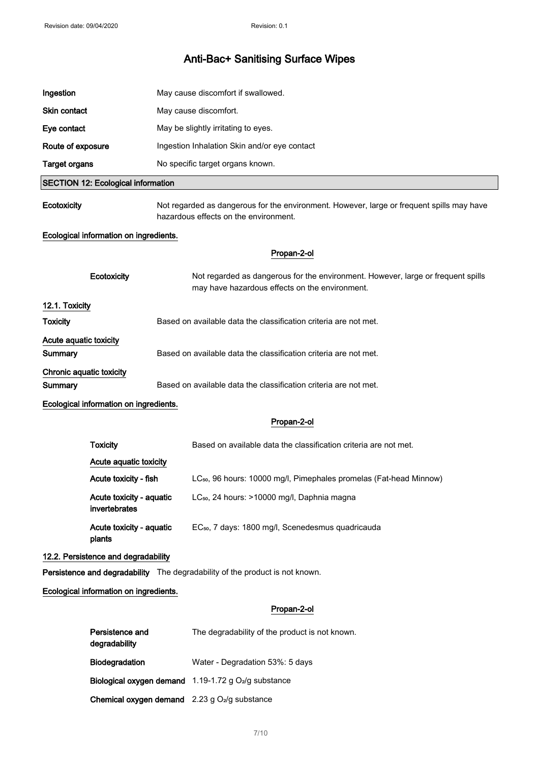| | |
|---|---|
| **Ingestion** | May cause discomfort if swallowed. |
| **Skin contact** | May cause discomfort. |
| **Eye contact** | May be slightly irritating to eyes. |
| **Route of exposure** | Ingestion Inhalation Skin and/or eye contact |
| **Target organs** | No specific target organs known. |

## SECTION 12: Ecological information

**Ecotoxicity** Not regarded as dangerous for the environment. However, large or frequent spills may have hazardous effects on the environment.

**Ecological information on ingredients.**

**Propan-2-ol**

**Ecotoxicity** Not regarded as dangerous for the environment. However, large or frequent spills may have hazardous effects on the environment.

### 12.1. Toxicity

**Toxicity** Based on available data the classification criteria are not met.

**Acute aquatic toxicity**

**Summary** Based on available data the classification criteria are not met.

**Chronic aquatic toxicity**

**Summary** Based on available data the classification criteria are not met.

**Ecological information on ingredients.**

**Propan-2-ol**

| | |
|---|---|
| **Toxicity** | Based on available data the classification criteria are not met. |
| **Acute aquatic toxicity** | |
| **Acute toxicity - fish** | $LC_{50}$, 96 hours: 10000 mg/l, Pimephales promelas (Fat-head Minnow) |
| **Acute toxicity - aquatic invertebrates** | $LC_{50}$, 24 hours: >10000 mg/l, Daphnia magna |
| **Acute toxicity - aquatic plants** | $EC_{50}$, 7 days: 1800 mg/l, Scenedesmus quadricauda |

### 12.2. Persistence and degradability

**Persistence and degradability** The degradability of the product is not known.

**Ecological information on ingredients.**

**Propan-2-ol**

| | |
|---|---|
| **Persistence and degradability** | The degradability of the product is not known. |
| **Biodegradation** | Water - Degradation 53%: 5 days |
| **Biological oxygen demand** | 1.19-1.72 g $O_2$/g substance |
| **Chemical oxygen demand** | 2.23 g $O_2$/g substance |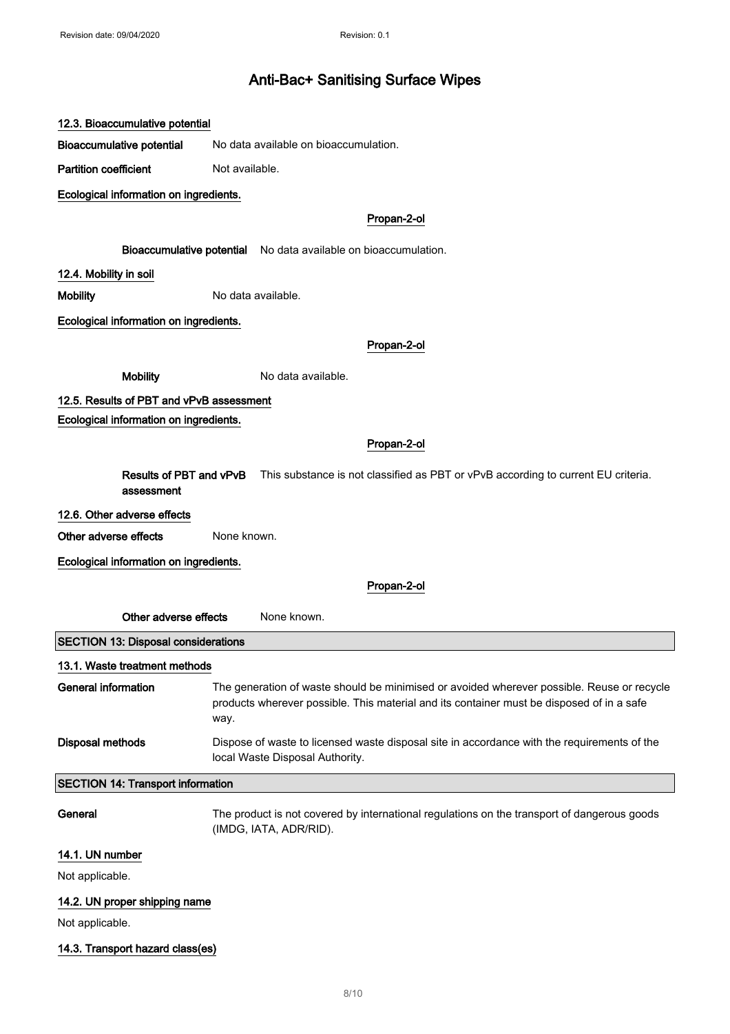### 12.3. Bioaccumulative potential

**Bioaccumulative potential** No data available on bioaccumulation.

**Partition coefficient** Not available.

**Ecological information on ingredients.**

**Propan-2-ol**

**Bioaccumulative potential** No data available on bioaccumulation.

### 12.4. Mobility in soil

**Mobility** No data available.

**Ecological information on ingredients.**

**Propan-2-ol**

**Mobility** No data available.

### 12.5. Results of PBT and vPvB assessment

**Ecological information on ingredients.**

**Propan-2-ol**

**Results of PBT and vPvB assessment** This substance is not classified as PBT or vPvB according to current EU criteria.

### 12.6. Other adverse effects

**Other adverse effects** None known.

**Ecological information on ingredients.**

**Propan-2-ol**

**Other adverse effects** None known.

## SECTION 13: Disposal considerations

### 13.1. Waste treatment methods

**General information** The generation of waste should be minimised or avoided wherever possible. Reuse or recycle products wherever possible. This material and its container must be disposed of in a safe way.

**Disposal methods** Dispose of waste to licensed waste disposal site in accordance with the requirements of the local Waste Disposal Authority.

## SECTION 14: Transport information

**General** The product is not covered by international regulations on the transport of dangerous goods (IMDG, IATA, ADR/RID).

### 14.1. UN number

Not applicable.

### 14.2. UN proper shipping name

Not applicable.

### 14.3. Transport hazard class(es)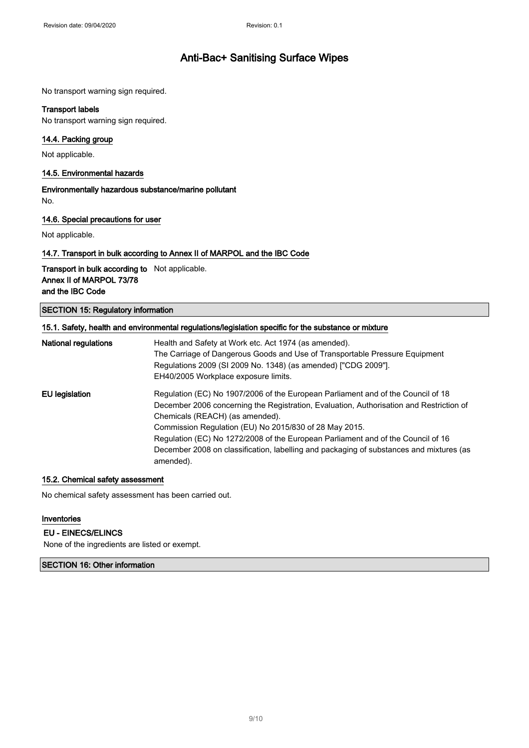No transport warning sign required.

### Transport labels

No transport warning sign required.

### 14.4. Packing group

Not applicable.

### 14.5. Environmental hazards

**Environmentally hazardous substance/marine pollutant**

No.

### 14.6. Special precautions for user

Not applicable.

### 14.7. Transport in bulk according to Annex II of MARPOL and the IBC Code

| | |
|---|---|
| **Transport in bulk according to Annex II of MARPOL 73/78 and the IBC Code** | Not applicable. |

## SECTION 15: Regulatory information

### 15.1. Safety, health and environmental regulations/legislation specific for the substance or mixture

| | |
|---|---|
| **National regulations** | Health and Safety at Work etc. Act 1974 (as amended).<br>The Carriage of Dangerous Goods and Use of Transportable Pressure Equipment Regulations 2009 (SI 2009 No. 1348) (as amended) ["CDG 2009"].<br>EH40/2005 Workplace exposure limits. |
| **EU legislation** | Regulation (EC) No 1907/2006 of the European Parliament and of the Council of 18 December 2006 concerning the Registration, Evaluation, Authorisation and Restriction of Chemicals (REACH) (as amended).<br>Commission Regulation (EU) No 2015/830 of 28 May 2015.<br>Regulation (EC) No 1272/2008 of the European Parliament and of the Council of 16 December 2008 on classification, labelling and packaging of substances and mixtures (as amended). |

### 15.2. Chemical safety assessment

No chemical safety assessment has been carried out.

### Inventories

**EU - EINECS/ELINCS**

None of the ingredients are listed or exempt.

## SECTION 16: Other information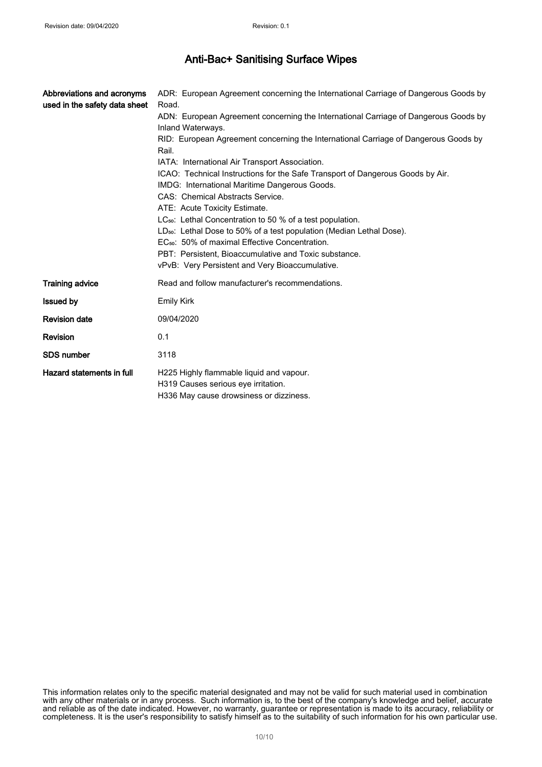# Anti-Bac+ Sanitising Surface Wipes

| | |
|---|---|
| **Abbreviations and acronyms used in the safety data sheet** | ADR: European Agreement concerning the International Carriage of Dangerous Goods by Road.<br>ADN: European Agreement concerning the International Carriage of Dangerous Goods by Inland Waterways.<br>RID: European Agreement concerning the International Carriage of Dangerous Goods by Rail.<br>IATA: International Air Transport Association.<br>ICAO: Technical Instructions for the Safe Transport of Dangerous Goods by Air.<br>IMDG: International Maritime Dangerous Goods.<br>CAS: Chemical Abstracts Service.<br>ATE: Acute Toxicity Estimate.<br>$LC_{50}$: Lethal Concentration to 50 % of a test population.<br>$LD_{50}$: Lethal Dose to 50% of a test population (Median Lethal Dose).<br>$EC_{50}$: 50% of maximal Effective Concentration.<br>PBT: Persistent, Bioaccumulative and Toxic substance.<br>vPvB: Very Persistent and Very Bioaccumulative. |
| **Training advice** | Read and follow manufacturer's recommendations. |
| **Issued by** | Emily Kirk |
| **Revision date** | 09/04/2020 |
| **Revision** | 0.1 |
| **SDS number** | 3118 |
| **Hazard statements in full** | H225 Highly flammable liquid and vapour.<br>H319 Causes serious eye irritation.<br>H336 May cause drowsiness or dizziness. |

This information relates only to the specific material designated and may not be valid for such material used in combination with any other materials or in any process. Such information is, to the best of the company's knowledge and belief, accurate and reliable as of the date indicated. However, no warranty, guarantee or representation is made to its accuracy, reliability or completeness. It is the user's responsibility to satisfy himself as to the suitability of such information for his own particular use.